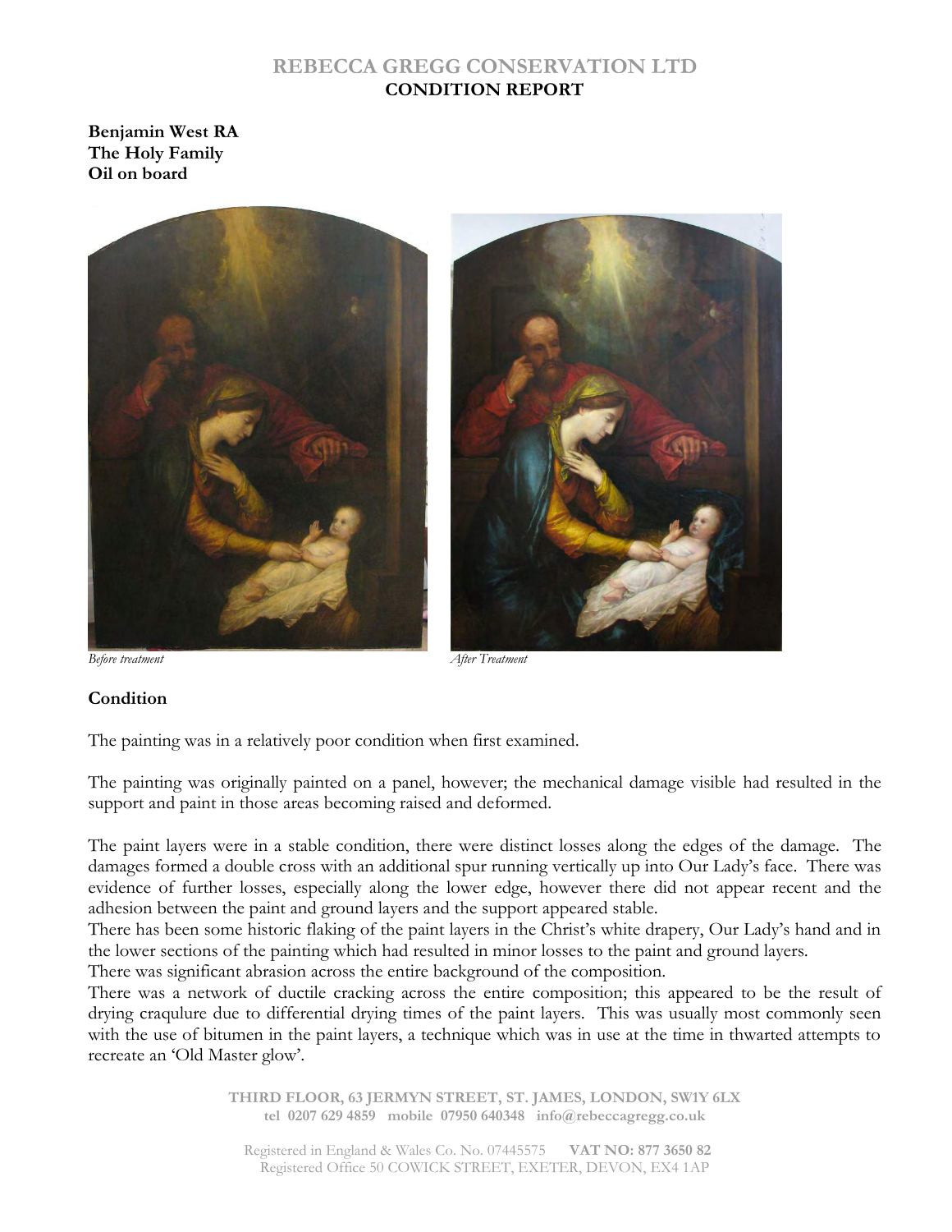# REBECCA GREGG CONSERVATION LTD
## CONDITION REPORT

**Benjamin West RA**
**The Holy Family**
**Oil on board**

*Before treatment*

*After Treatment*

### Condition

The painting was in a relatively poor condition when first examined.

The painting was originally painted on a panel, however; the mechanical damage visible had resulted in the support and paint in those areas becoming raised and deformed.

The paint layers were in a stable condition, there were distinct losses along the edges of the damage. The damages formed a double cross with an additional spur running vertically up into Our Lady's face. There was evidence of further losses, especially along the lower edge, however there did not appear recent and the adhesion between the paint and ground layers and the support appeared stable.

There has been some historic flaking of the paint layers in the Christ's white drapery, Our Lady's hand and in the lower sections of the painting which had resulted in minor losses to the paint and ground layers.

There was significant abrasion across the entire background of the composition.

There was a network of ductile cracking across the entire composition; this appeared to be the result of drying craqulure due to differential drying times of the paint layers. This was usually most commonly seen with the use of bitumen in the paint layers, a technique which was in use at the time in thwarted attempts to recreate an 'Old Master glow'.

THIRD FLOOR, 63 JERMYN STREET, ST. JAMES, LONDON, SW1Y 6LX
tel 0207 629 4859 mobile 07950 640348 info@rebeccagregg.co.uk

Registered in England & Wales Co. No. 07445575 **VAT NO: 877 3650 82**
Registered Office 50 COWICK STREET, EXETER, DEVON, EX4 1AP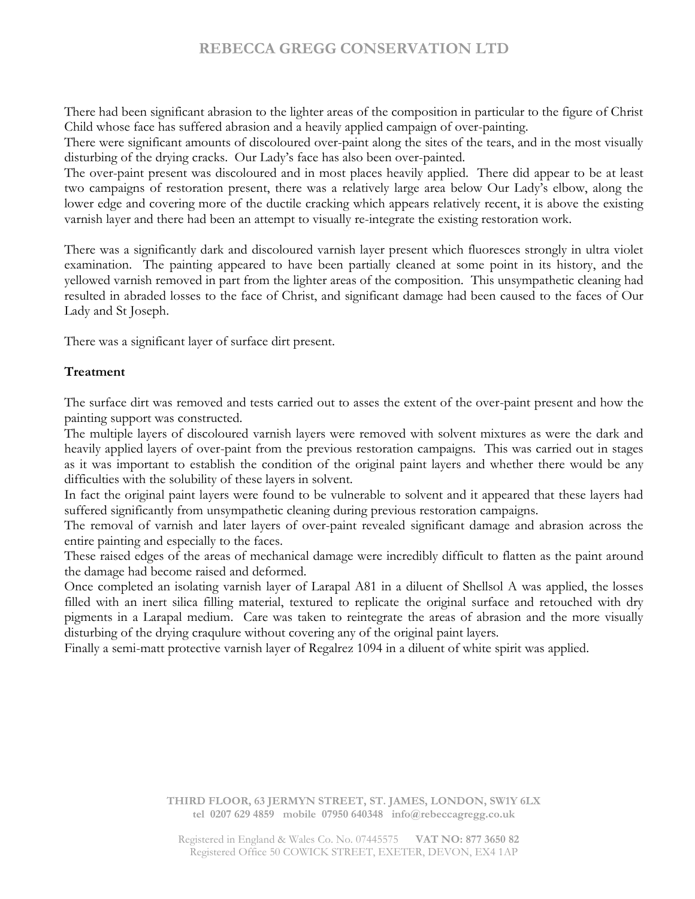There had been significant abrasion to the lighter areas of the composition in particular to the figure of Christ Child whose face has suffered abrasion and a heavily applied campaign of over-painting.

There were significant amounts of discoloured over-paint along the sites of the tears, and in the most visually disturbing of the drying cracks. Our Lady's face has also been over-painted.

The over-paint present was discoloured and in most places heavily applied. There did appear to be at least two campaigns of restoration present, there was a relatively large area below Our Lady's elbow, along the lower edge and covering more of the ductile cracking which appears relatively recent, it is above the existing varnish layer and there had been an attempt to visually re-integrate the existing restoration work.

There was a significantly dark and discoloured varnish layer present which fluoresces strongly in ultra violet examination. The painting appeared to have been partially cleaned at some point in its history, and the yellowed varnish removed in part from the lighter areas of the composition. This unsympathetic cleaning had resulted in abraded losses to the face of Christ, and significant damage had been caused to the faces of Our Lady and St Joseph.

There was a significant layer of surface dirt present.

**Treatment**

The surface dirt was removed and tests carried out to asses the extent of the over-paint present and how the painting support was constructed.

The multiple layers of discoloured varnish layers were removed with solvent mixtures as were the dark and heavily applied layers of over-paint from the previous restoration campaigns. This was carried out in stages as it was important to establish the condition of the original paint layers and whether there would be any difficulties with the solubility of these layers in solvent.

In fact the original paint layers were found to be vulnerable to solvent and it appeared that these layers had suffered significantly from unsympathetic cleaning during previous restoration campaigns.

The removal of varnish and later layers of over-paint revealed significant damage and abrasion across the entire painting and especially to the faces.

These raised edges of the areas of mechanical damage were incredibly difficult to flatten as the paint around the damage had become raised and deformed.

Once completed an isolating varnish layer of Larapal A81 in a diluent of Shellsol A was applied, the losses filled with an inert silica filling material, textured to replicate the original surface and retouched with dry pigments in a Larapal medium. Care was taken to reintegrate the areas of abrasion and the more visually disturbing of the drying craqlure without covering any of the original paint layers.

Finally a semi-matt protective varnish layer of Regalrez 1094 in a diluent of white spirit was applied.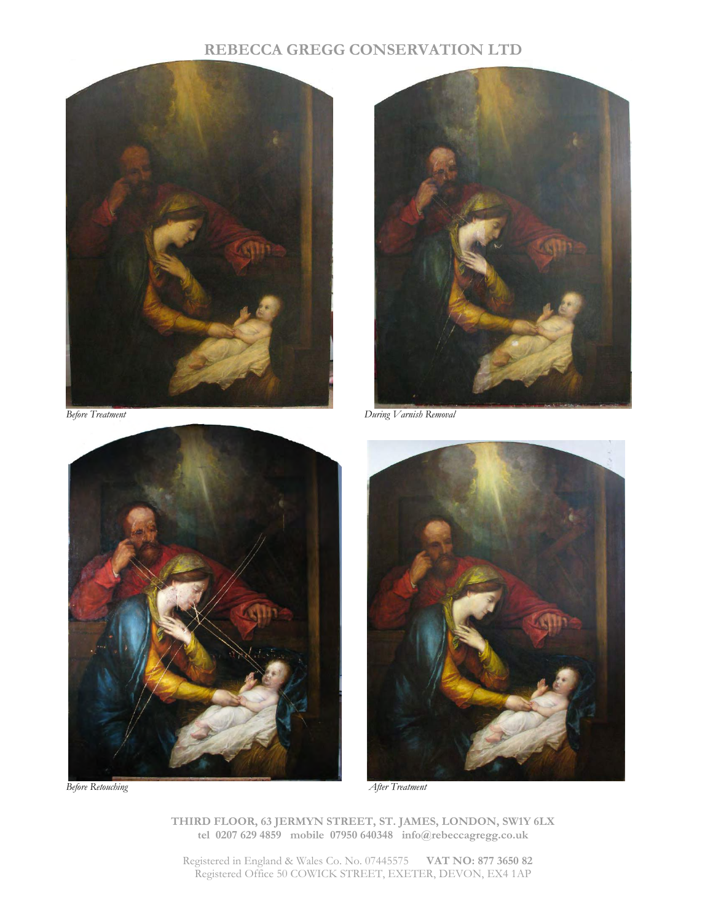*Before Treatment*

*During Varnish Removal*

*Before Retouching*

*After Treatment*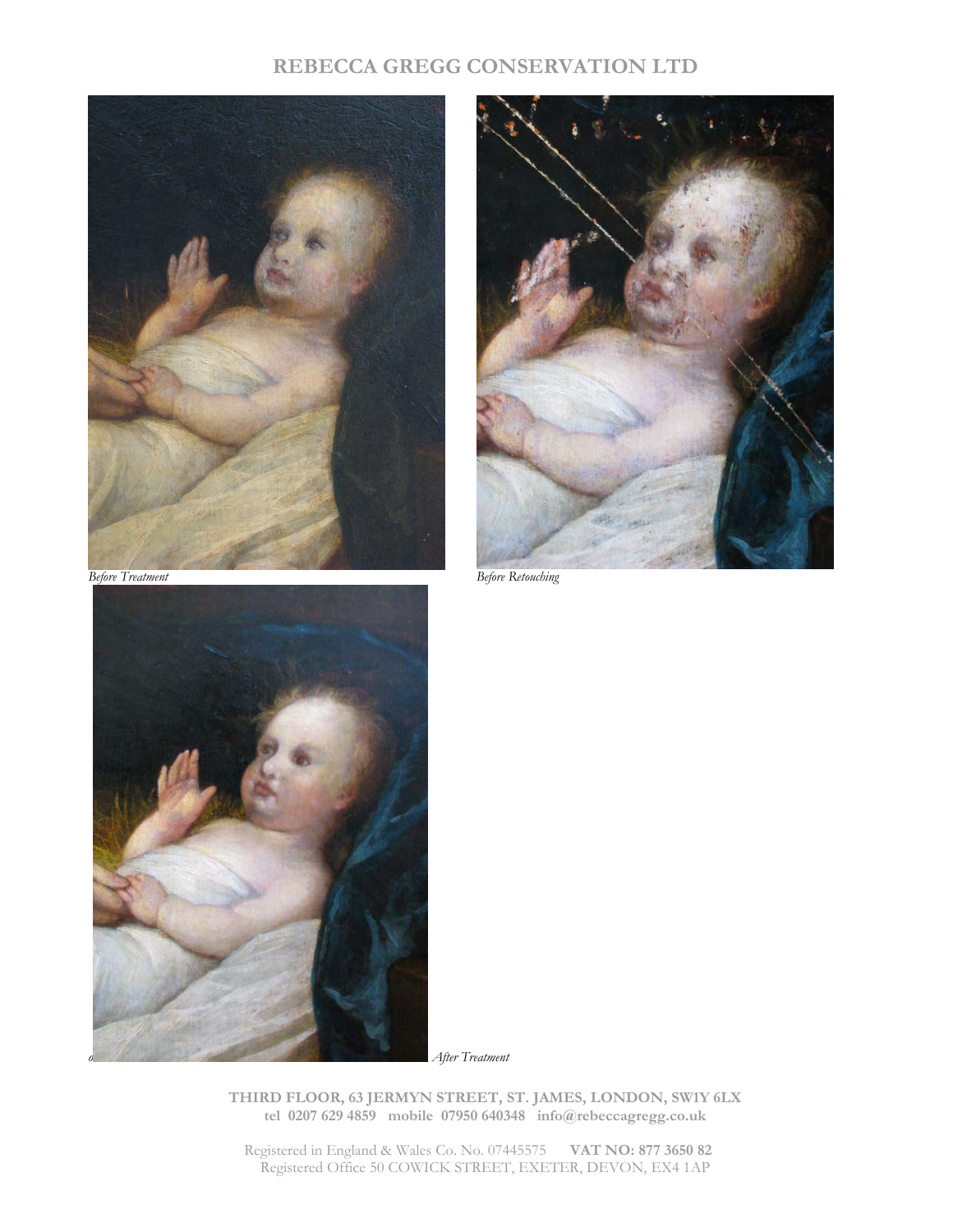*Before Treatment*

*Before Retouching*

*After Treatment*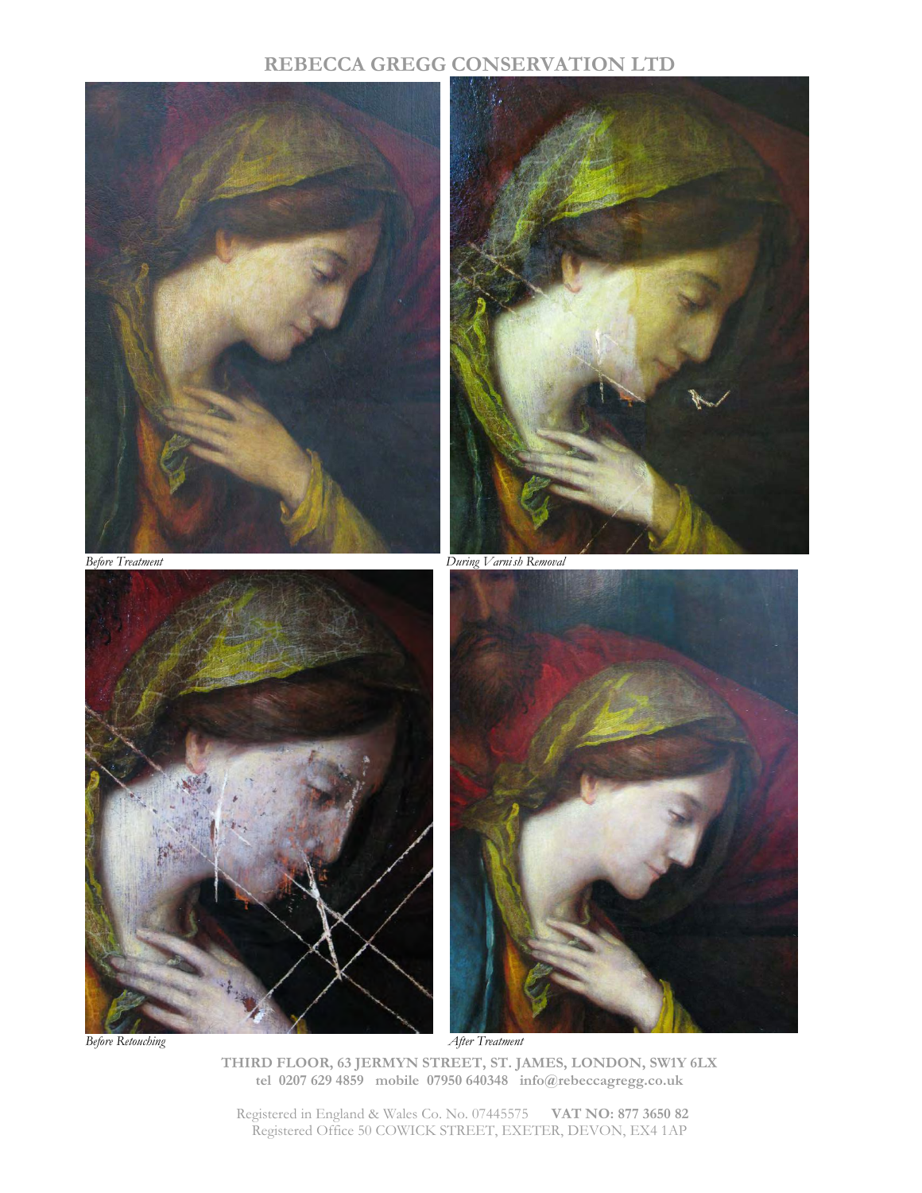REBECCA GREGG CONSERVATION LTD

*Before Treatment*

*During Varnish Removal*

*Before Retouching*

*After Treatment*

**THIRD FLOOR, 63 JERMYN STREET, ST. JAMES, LONDON, SW1Y 6LX**
**tel 0207 629 4859 mobile 07950 640348 info@rebeccagregg.co.uk**

Registered in England & Wales Co. No. 07445575 **VAT NO: 877 3650 82**
Registered Office 50 COWICK STREET, EXETER, DEVON, EX4 1AP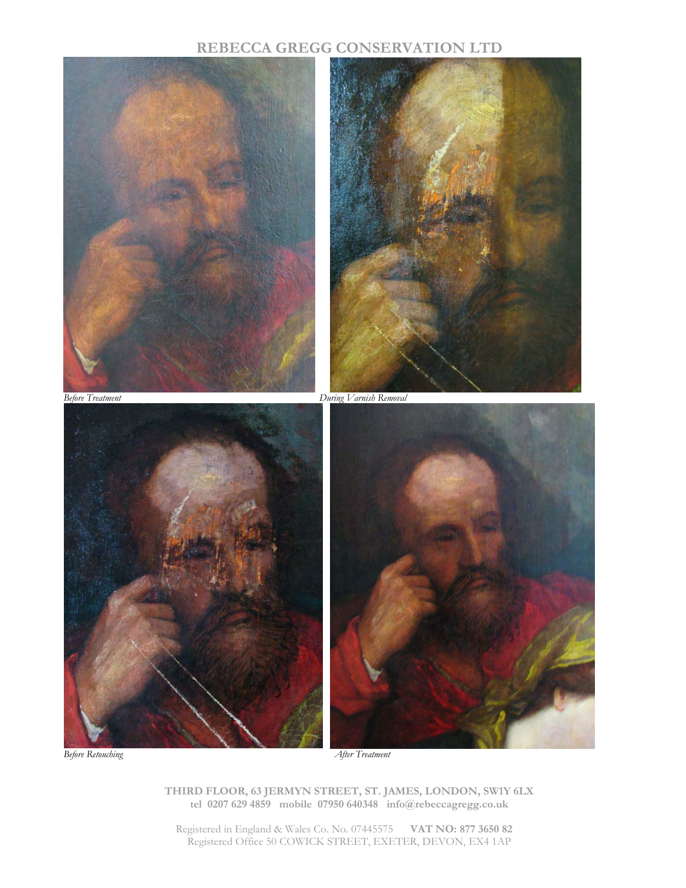**REBECCA GREGG CONSERVATION LTD**

*Before Treatment*

*During Varnish Removal*

*Before Retouching*

*After Treatment*

**THIRD FLOOR, 63 JERMYN STREET, ST. JAMES, LONDON, SW1Y 6LX**
**tel 0207 629 4859 mobile 07950 640348 info@rebeccagregg.co.uk**

Registered in England & Wales Co. No. 07445575 **VAT NO: 877 3650 82**
Registered Office 50 COWICK STREET, EXETER, DEVON, EX4 1AP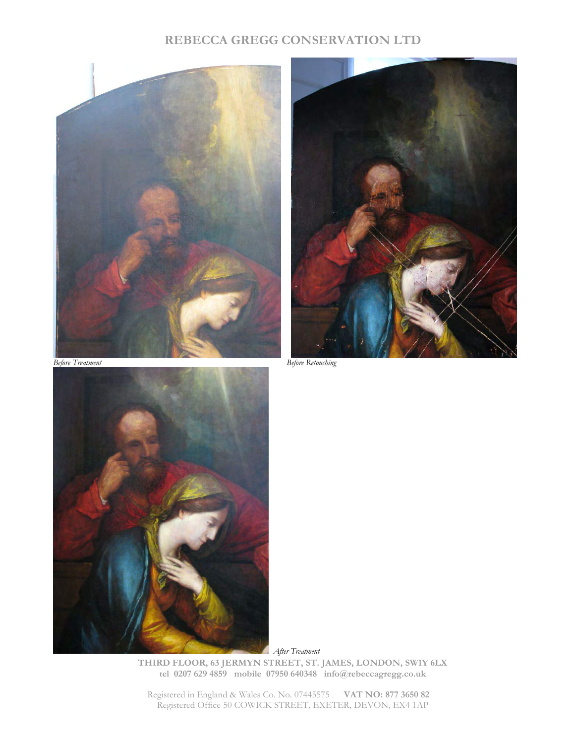*Before Treatment*

*Before Retouching*

*After Treatment*